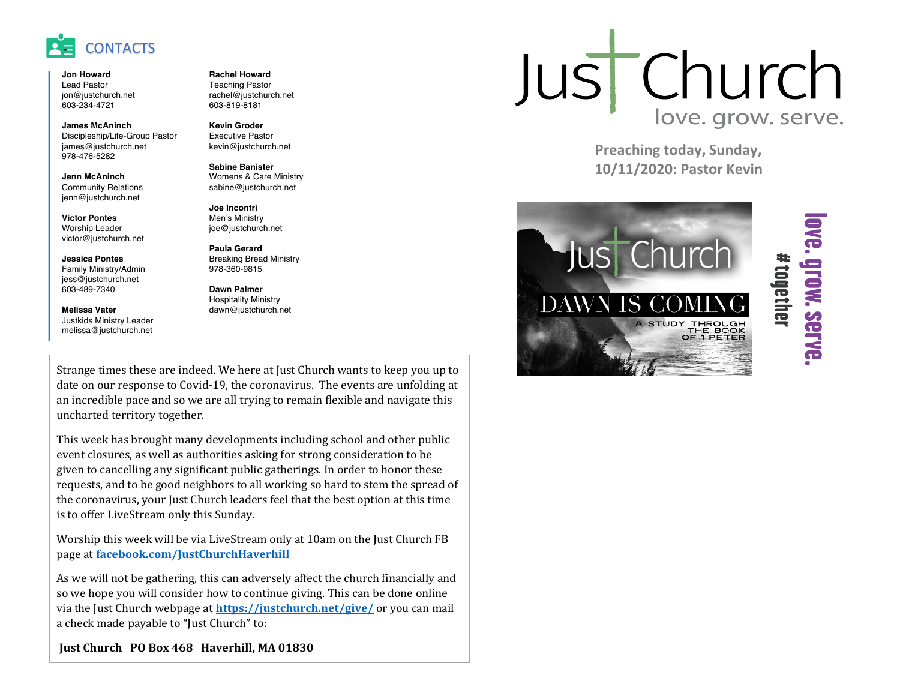## CONTACTS

**Jon Howard**
Lead Pastor
jon@justchurch.net
603-234-4721

**James McAninch**
Discipleship/Life-Group Pastor
james@justchurch.net
978-476-5282

**Jenn McAninch**
Community Relations
jenn@justchurch.net

**Victor Pontes**
Worship Leader
victor@justchurch.net

**Jessica Pontes**
Family Ministry/Admin
jess@justchurch.net
603-489-7340

**Melissa Vater**
Justkids Ministry Leader
melissa@justchurch.net

**Rachel Howard**
Teaching Pastor
rachel@justchurch.net
603-819-8181

**Kevin Groder**
Executive Pastor
kevin@justchurch.net

**Sabine Banister**
Womens & Care Ministry
sabine@justchurch.net

**Joe Incontri**
Men's Ministry
joe@justchurch.net

**Paula Gerard**
Breaking Bread Ministry
978-360-9815

**Dawn Palmer**
Hospitality Ministry
dawn@justchurch.net

Strange times these are indeed. We here at Just Church wants to keep you up to date on our response to Covid-19, the coronavirus. The events are unfolding at an incredible pace and so we are all trying to remain flexible and navigate this uncharted territory together.

This week has brought many developments including school and other public event closures, as well as authorities asking for strong consideration to be given to cancelling any significant public gatherings. In order to honor these requests, and to be good neighbors to all working so hard to stem the spread of the coronavirus, your Just Church leaders feel that the best option at this time is to offer LiveStream only this Sunday.

Worship this week will be via LiveStream only at 10am on the Just Church FB page at **facebook.com/JustChurchHaverhill**

As we will not be gathering, this can adversely affect the church financially and so we hope you will consider how to continue giving. This can be done online via the Just Church webpage at **https://justchurch.net/give/** or you can mail a check made payable to "Just Church" to:

**Just Church PO Box 468 Haverhill, MA 01830**

# Just Church

love. grow. serve.

**Preaching today, Sunday, 10/11/2020: Pastor Kevin**

Just Church

DAWN IS COMING

A STUDY THROUGH THE BOOK OF 1 PETER

love. grow. serve.

#together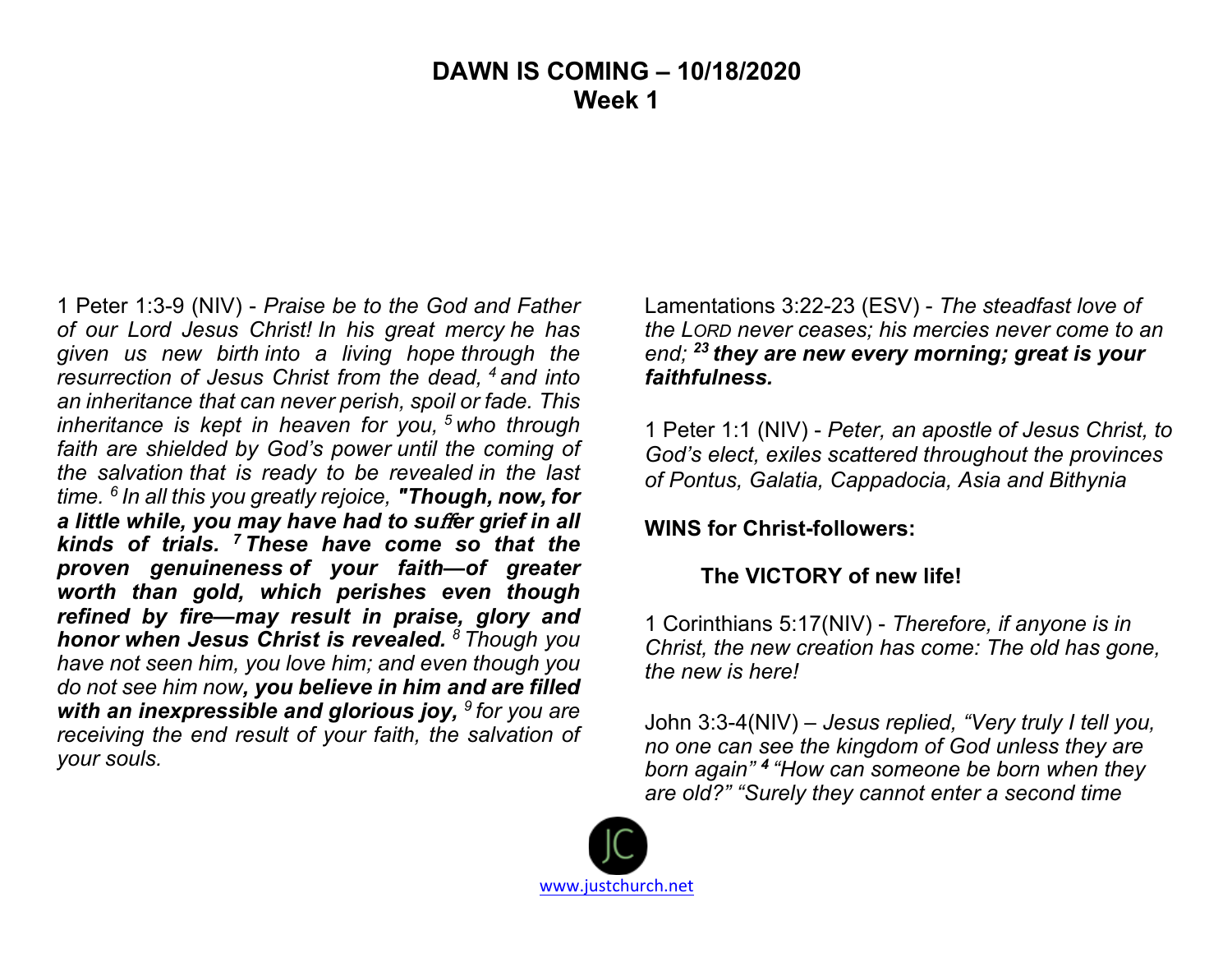# DAWN IS COMING – 10/18/2020
## Week 1

1 Peter 1:3-9 (NIV) - *Praise be to the God and Father of our Lord Jesus Christ! In his great mercy he has given us new birth into a living hope through the resurrection of Jesus Christ from the dead,* [4] *and into an inheritance that can never perish, spoil or fade. This inheritance is kept in heaven for you,* [5] *who through faith are shielded by God's power until the coming of the salvation that is ready to be revealed in the last time.* [6] *In all this you greatly rejoice,* ***"Though, now, for a little while, you may have had to suffer grief in all kinds of trials.*** [7] ***These have come so that the proven genuineness of your faith—of greater worth than gold, which perishes even though refined by fire—may result in praise, glory and honor when Jesus Christ is revealed.*** [8] *Though you have not seen him, you love him; and even though you do not see him now****, you believe in him and are filled with an inexpressible and glorious joy,*** [9] *for you are receiving the end result of your faith, the salvation of your souls.*

Lamentations 3:22-23 (ESV) - *The steadfast love of the LORD never ceases; his mercies never come to an end;* [23] ***they are new every morning; great is your faithfulness.***

1 Peter 1:1 (NIV) - *Peter, an apostle of Jesus Christ, to God's elect, exiles scattered throughout the provinces of Pontus, Galatia, Cappadocia, Asia and Bithynia*

**WINS for Christ-followers:**

**The VICTORY of new life!**

1 Corinthians 5:17(NIV) - *Therefore, if anyone is in Christ, the new creation has come: The old has gone, the new is here!*

John 3:3-4(NIV) – *Jesus replied, "Very truly I tell you, no one can see the kingdom of God unless they are born again"* [4] *"How can someone be born when they are old?" "Surely they cannot enter a second time*

www.justchurch.net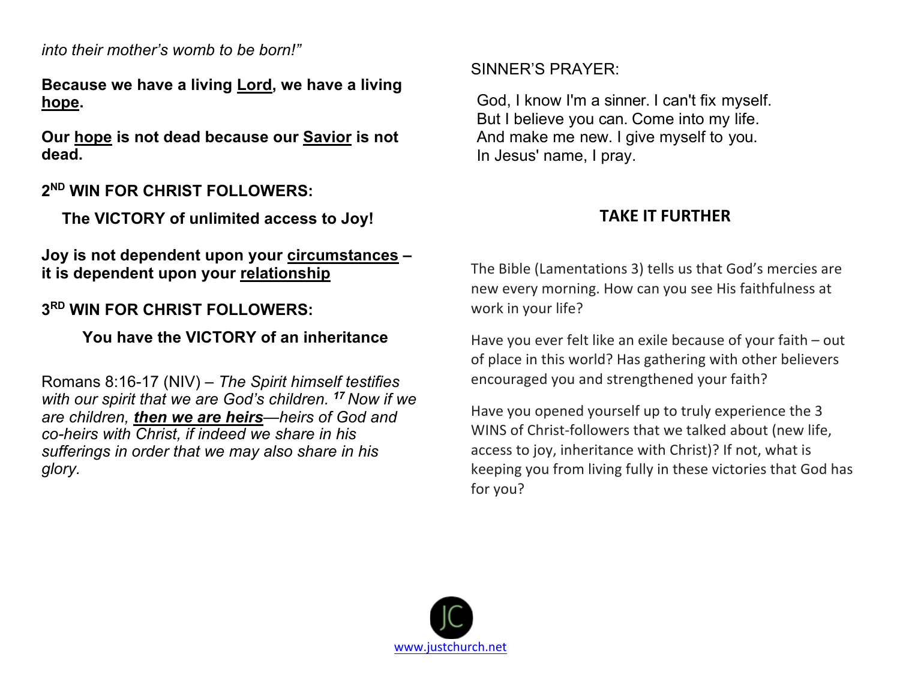*into their mother's womb to be born!"*

**Because we have a living Lord, we have a living hope.**

**Our hope is not dead because our Savior is not dead.**

**2ND WIN FOR CHRIST FOLLOWERS:**

**The VICTORY of unlimited access to Joy!**

**Joy is not dependent upon your circumstances – it is dependent upon your relationship**

**3RD WIN FOR CHRIST FOLLOWERS:**

**You have the VICTORY of an inheritance**

Romans 8:16-17 (NIV) – *The Spirit himself testifies with our spirit that we are God's children. **17** Now if we are children, **then we are heirs**—heirs of God and co-heirs with Christ, if indeed we share in his sufferings in order that we may also share in his glory.*

SINNER'S PRAYER:

God, I know I'm a sinner. I can't fix myself.
But I believe you can. Come into my life.
And make me new. I give myself to you.
In Jesus' name, I pray.

## TAKE IT FURTHER

The Bible (Lamentations 3) tells us that God's mercies are new every morning. How can you see His faithfulness at work in your life?

Have you ever felt like an exile because of your faith – out of place in this world? Has gathering with other believers encouraged you and strengthened your faith?

Have you opened yourself up to truly experience the 3 WINS of Christ-followers that we talked about (new life, access to joy, inheritance with Christ)? If not, what is keeping you from living fully in these victories that God has for you?

JC

www.justchurch.net